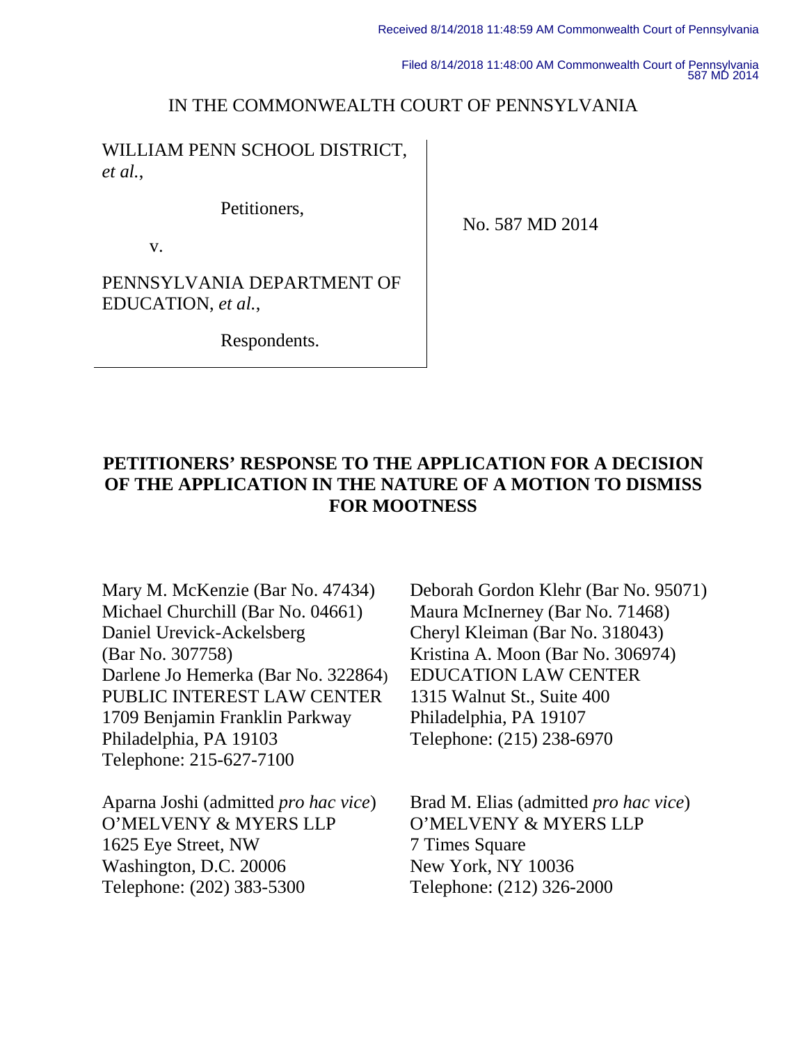Received 8/14/2018 11:48:59 AM Commonwealth Court of Pennsylvania

Filed 8/14/2018 11:48:00 AM Commonwealth Court of Pennsylvania
587 MD 2014

IN THE COMMONWEALTH COURT OF PENNSYLVANIA

WILLIAM PENN SCHOOL DISTRICT, *et al.*,

Petitioners,

v.

PENNSYLVANIA DEPARTMENT OF EDUCATION, *et al.*,

Respondents.

No. 587 MD 2014

**PETITIONERS' RESPONSE TO THE APPLICATION FOR A DECISION OF THE APPLICATION IN THE NATURE OF A MOTION TO DISMISS FOR MOOTNESS**

Mary M. McKenzie (Bar No. 47434)
Michael Churchill (Bar No. 04661)
Daniel Urevick-Ackelsberg (Bar No. 307758)
Darlene Jo Hemerka (Bar No. 322864)
PUBLIC INTEREST LAW CENTER
1709 Benjamin Franklin Parkway
Philadelphia, PA 19103
Telephone: 215-627-7100

Deborah Gordon Klehr (Bar No. 95071)
Maura McInerney (Bar No. 71468)
Cheryl Kleiman (Bar No. 318043)
Kristina A. Moon (Bar No. 306974)
EDUCATION LAW CENTER
1315 Walnut St., Suite 400
Philadelphia, PA 19107
Telephone: (215) 238-6970

Aparna Joshi (admitted *pro hac vice*)
O'MELVENY & MYERS LLP
1625 Eye Street, NW
Washington, D.C. 20006
Telephone: (202) 383-5300

Brad M. Elias (admitted *pro hac vice*)
O'MELVENY & MYERS LLP
7 Times Square
New York, NY 10036
Telephone: (212) 326-2000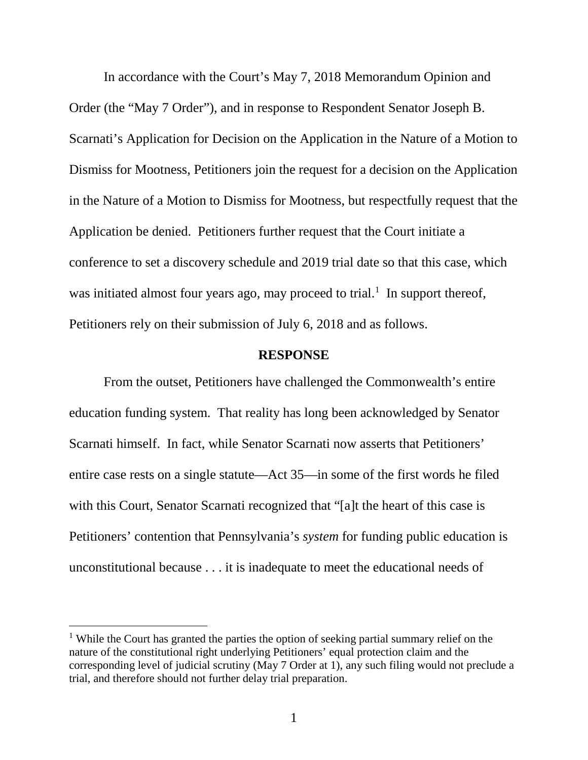In accordance with the Court's May 7, 2018 Memorandum Opinion and Order (the "May 7 Order"), and in response to Respondent Senator Joseph B. Scarnati's Application for Decision on the Application in the Nature of a Motion to Dismiss for Mootness, Petitioners join the request for a decision on the Application in the Nature of a Motion to Dismiss for Mootness, but respectfully request that the Application be denied. Petitioners further request that the Court initiate a conference to set a discovery schedule and 2019 trial date so that this case, which was initiated almost four years ago, may proceed to trial.[1] In support thereof, Petitioners rely on their submission of July 6, 2018 and as follows.

## RESPONSE

From the outset, Petitioners have challenged the Commonwealth's entire education funding system. That reality has long been acknowledged by Senator Scarnati himself. In fact, while Senator Scarnati now asserts that Petitioners' entire case rests on a single statute—Act 35—in some of the first words he filed with this Court, Senator Scarnati recognized that "[a]t the heart of this case is Petitioners' contention that Pennsylvania's *system* for funding public education is unconstitutional because . . . it is inadequate to meet the educational needs of

---

[1] While the Court has granted the parties the option of seeking partial summary relief on the nature of the constitutional right underlying Petitioners' equal protection claim and the corresponding level of judicial scrutiny (May 7 Order at 1), any such filing would not preclude a trial, and therefore should not further delay trial preparation.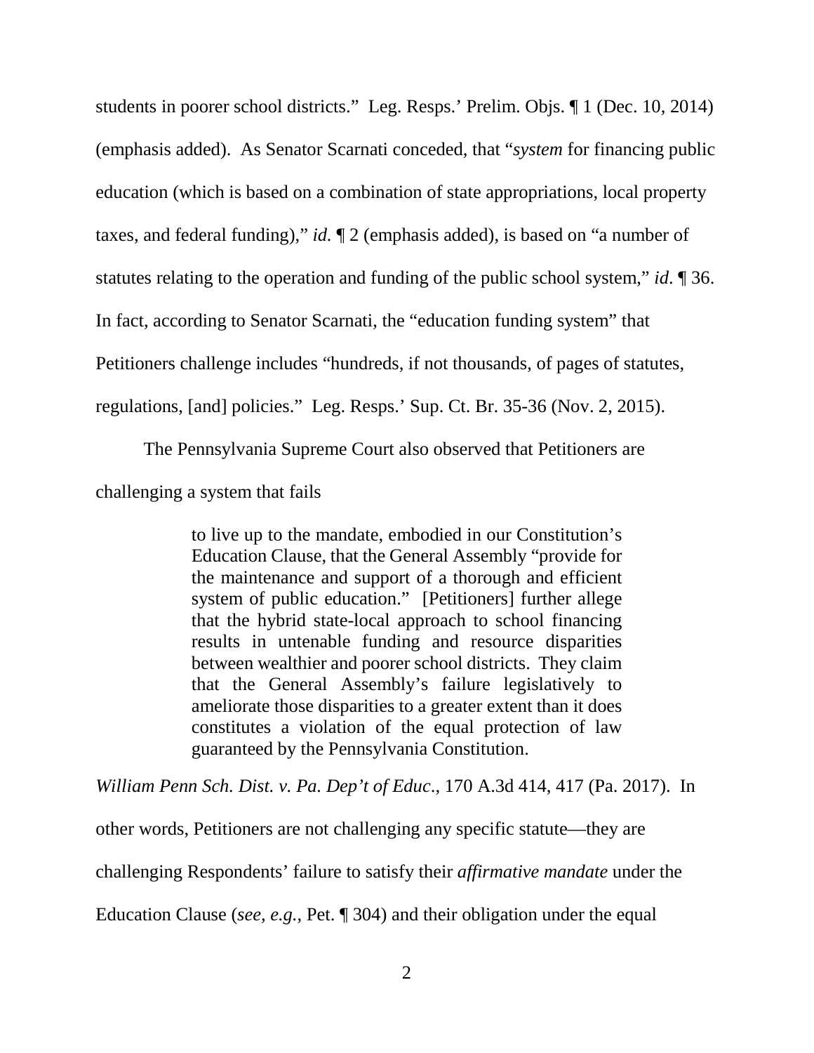students in poorer school districts." Leg. Resps.' Prelim. Objs. ¶ 1 (Dec. 10, 2014) (emphasis added). As Senator Scarnati conceded, that "*system* for financing public education (which is based on a combination of state appropriations, local property taxes, and federal funding)," *id.* ¶ 2 (emphasis added), is based on "a number of statutes relating to the operation and funding of the public school system," *id.* ¶ 36. In fact, according to Senator Scarnati, the "education funding system" that Petitioners challenge includes "hundreds, if not thousands, of pages of statutes, regulations, [and] policies." Leg. Resps.' Sup. Ct. Br. 35-36 (Nov. 2, 2015).

The Pennsylvania Supreme Court also observed that Petitioners are challenging a system that fails

> to live up to the mandate, embodied in our Constitution's Education Clause, that the General Assembly "provide for the maintenance and support of a thorough and efficient system of public education." [Petitioners] further allege that the hybrid state-local approach to school financing results in untenable funding and resource disparities between wealthier and poorer school districts. They claim that the General Assembly's failure legislatively to ameliorate those disparities to a greater extent than it does constitutes a violation of the equal protection of law guaranteed by the Pennsylvania Constitution.

*William Penn Sch. Dist. v. Pa. Dep't of Educ.*, 170 A.3d 414, 417 (Pa. 2017). In other words, Petitioners are not challenging any specific statute—they are challenging Respondents' failure to satisfy their *affirmative mandate* under the Education Clause (*see, e.g.*, Pet. ¶ 304) and their obligation under the equal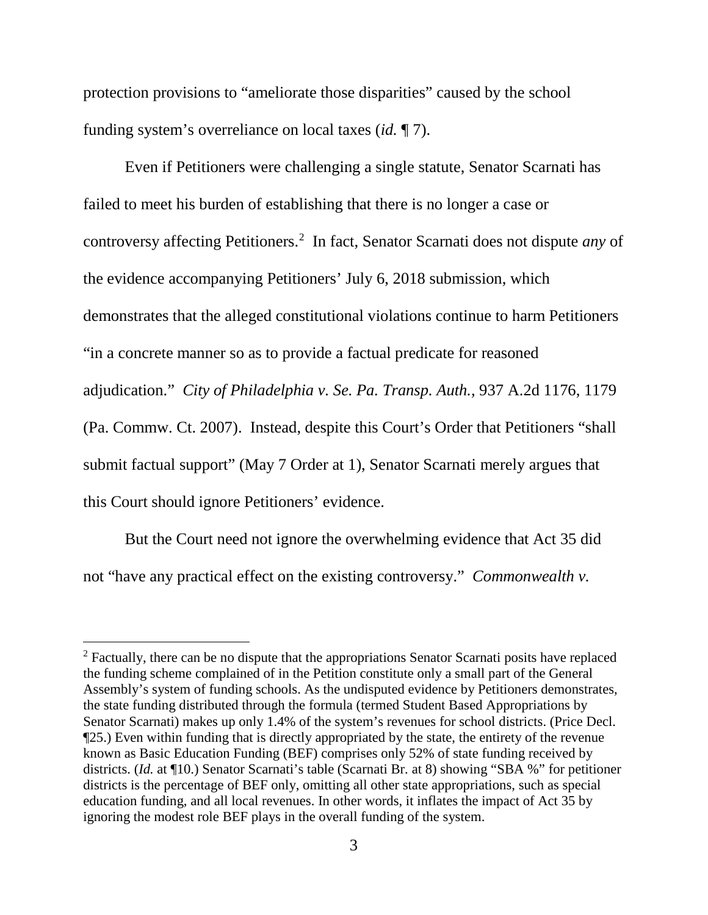protection provisions to "ameliorate those disparities" caused by the school funding system's overreliance on local taxes (*id.* ¶ 7).

Even if Petitioners were challenging a single statute, Senator Scarnati has failed to meet his burden of establishing that there is no longer a case or controversy affecting Petitioners.[2] In fact, Senator Scarnati does not dispute *any* of the evidence accompanying Petitioners' July 6, 2018 submission, which demonstrates that the alleged constitutional violations continue to harm Petitioners "in a concrete manner so as to provide a factual predicate for reasoned adjudication." *City of Philadelphia v. Se. Pa. Transp. Auth.*, 937 A.2d 1176, 1179 (Pa. Commw. Ct. 2007). Instead, despite this Court's Order that Petitioners "shall submit factual support" (May 7 Order at 1), Senator Scarnati merely argues that this Court should ignore Petitioners' evidence.

But the Court need not ignore the overwhelming evidence that Act 35 did not "have any practical effect on the existing controversy." *Commonwealth v.*

---

[2] Factually, there can be no dispute that the appropriations Senator Scarnati posits have replaced the funding scheme complained of in the Petition constitute only a small part of the General Assembly's system of funding schools. As the undisputed evidence by Petitioners demonstrates, the state funding distributed through the formula (termed Student Based Appropriations by Senator Scarnati) makes up only 1.4% of the system's revenues for school districts. (Price Decl. ¶25.) Even within funding that is directly appropriated by the state, the entirety of the revenue known as Basic Education Funding (BEF) comprises only 52% of state funding received by districts. (*Id.* at ¶10.) Senator Scarnati's table (Scarnati Br. at 8) showing "SBA %" for petitioner districts is the percentage of BEF only, omitting all other state appropriations, such as special education funding, and all local revenues. In other words, it inflates the impact of Act 35 by ignoring the modest role BEF plays in the overall funding of the system.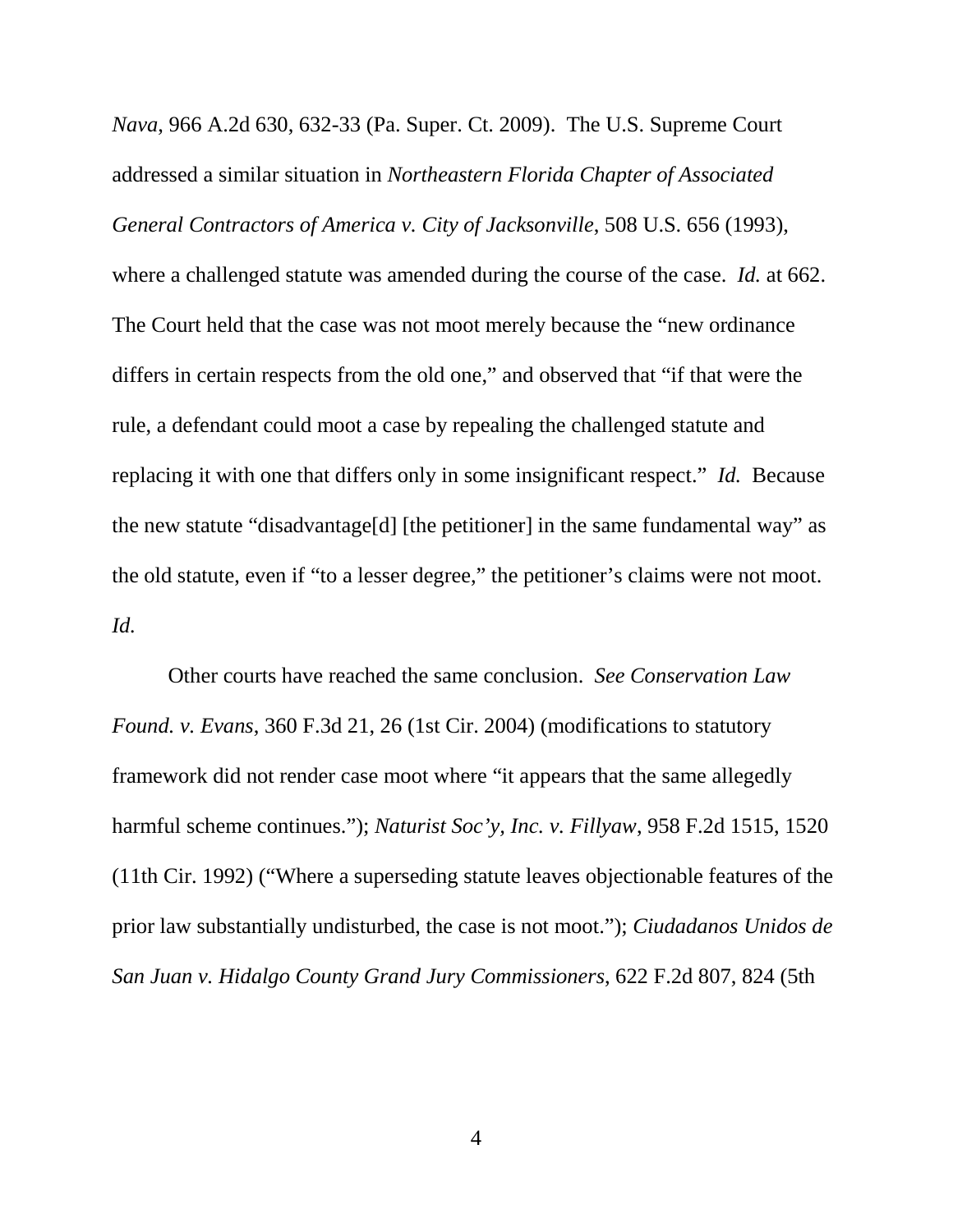*Nava*, 966 A.2d 630, 632-33 (Pa. Super. Ct. 2009). The U.S. Supreme Court addressed a similar situation in *Northeastern Florida Chapter of Associated General Contractors of America v. City of Jacksonville*, 508 U.S. 656 (1993), where a challenged statute was amended during the course of the case. *Id.* at 662. The Court held that the case was not moot merely because the "new ordinance differs in certain respects from the old one," and observed that "if that were the rule, a defendant could moot a case by repealing the challenged statute and replacing it with one that differs only in some insignificant respect." *Id.* Because the new statute "disadvantage[d] [the petitioner] in the same fundamental way" as the old statute, even if "to a lesser degree," the petitioner's claims were not moot. *Id.*

Other courts have reached the same conclusion. *See Conservation Law Found. v. Evans*, 360 F.3d 21, 26 (1st Cir. 2004) (modifications to statutory framework did not render case moot where "it appears that the same allegedly harmful scheme continues."); *Naturist Soc'y, Inc. v. Fillyaw*, 958 F.2d 1515, 1520 (11th Cir. 1992) ("Where a superseding statute leaves objectionable features of the prior law substantially undisturbed, the case is not moot."); *Ciudadanos Unidos de San Juan v. Hidalgo County Grand Jury Commissioners*, 622 F.2d 807, 824 (5th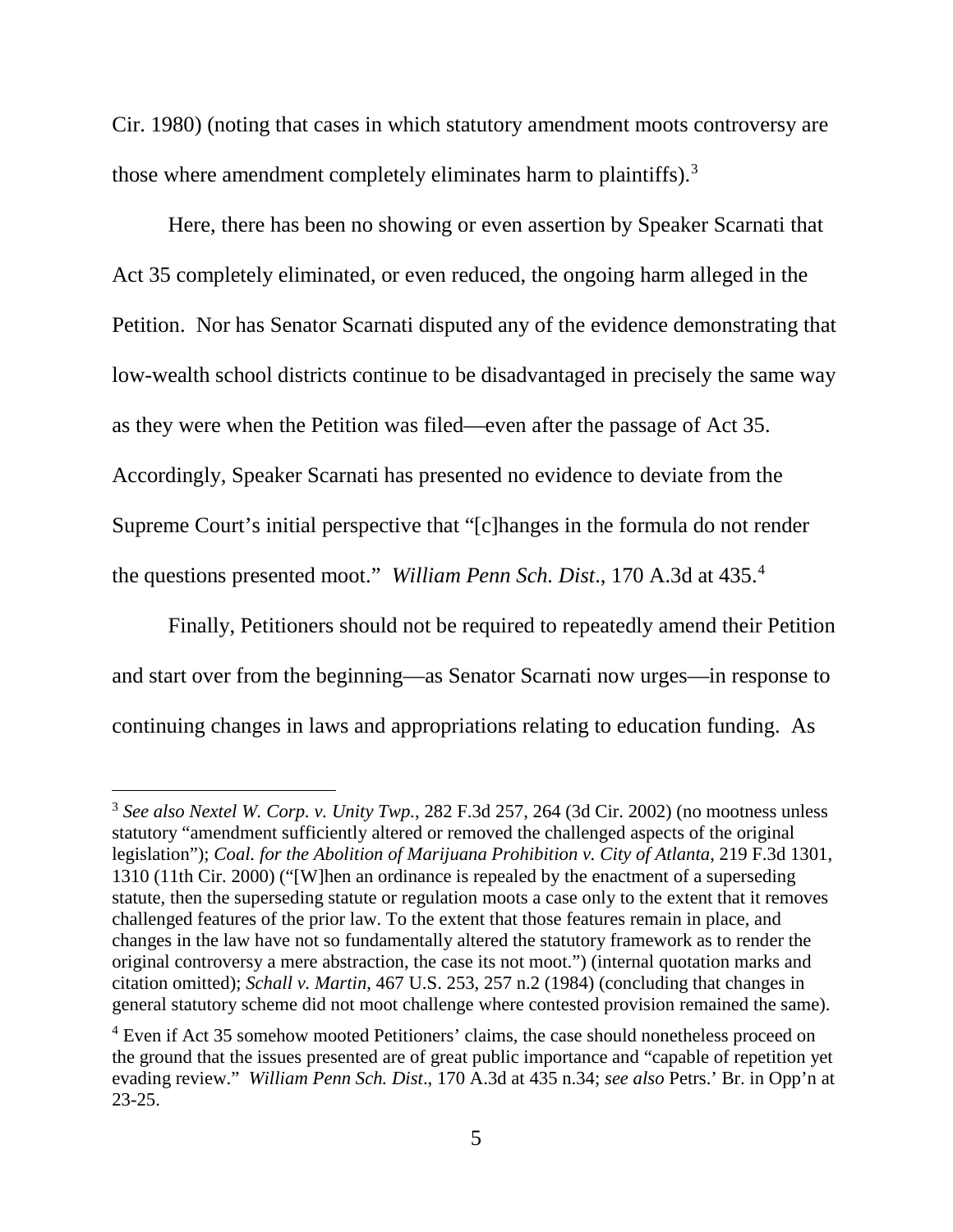Cir. 1980) (noting that cases in which statutory amendment moots controversy are those where amendment completely eliminates harm to plaintiffs).[3]

Here, there has been no showing or even assertion by Speaker Scarnati that Act 35 completely eliminated, or even reduced, the ongoing harm alleged in the Petition. Nor has Senator Scarnati disputed any of the evidence demonstrating that low-wealth school districts continue to be disadvantaged in precisely the same way as they were when the Petition was filed—even after the passage of Act 35. Accordingly, Speaker Scarnati has presented no evidence to deviate from the Supreme Court's initial perspective that "[c]hanges in the formula do not render the questions presented moot." *William Penn Sch. Dist*., 170 A.3d at 435.[4]

Finally, Petitioners should not be required to repeatedly amend their Petition and start over from the beginning—as Senator Scarnati now urges—in response to continuing changes in laws and appropriations relating to education funding. As

---

[3] *See also Nextel W. Corp. v. Unity Twp.*, 282 F.3d 257, 264 (3d Cir. 2002) (no mootness unless statutory "amendment sufficiently altered or removed the challenged aspects of the original legislation"); *Coal. for the Abolition of Marijuana Prohibition v. City of Atlanta*, 219 F.3d 1301, 1310 (11th Cir. 2000) ("[W]hen an ordinance is repealed by the enactment of a superseding statute, then the superseding statute or regulation moots a case only to the extent that it removes challenged features of the prior law. To the extent that those features remain in place, and changes in the law have not so fundamentally altered the statutory framework as to render the original controversy a mere abstraction, the case its not moot.") (internal quotation marks and citation omitted); *Schall v. Martin*, 467 U.S. 253, 257 n.2 (1984) (concluding that changes in general statutory scheme did not moot challenge where contested provision remained the same).

[4] Even if Act 35 somehow mooted Petitioners' claims, the case should nonetheless proceed on the ground that the issues presented are of great public importance and "capable of repetition yet evading review." *William Penn Sch. Dist*., 170 A.3d at 435 n.34; *see also* Petrs.' Br. in Opp'n at 23-25.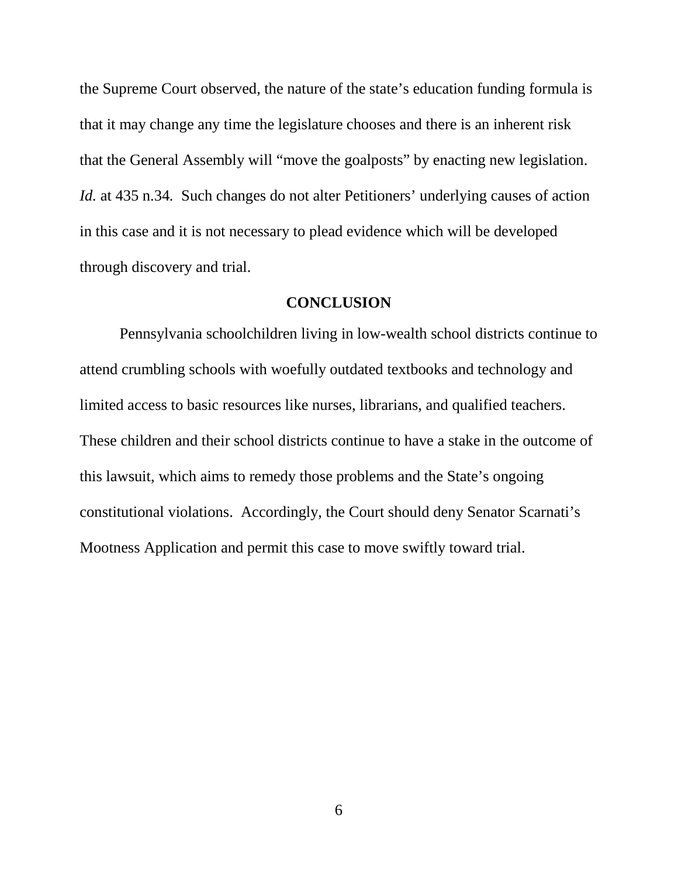the Supreme Court observed, the nature of the state's education funding formula is that it may change any time the legislature chooses and there is an inherent risk that the General Assembly will "move the goalposts" by enacting new legislation. *Id.* at 435 n.34. Such changes do not alter Petitioners' underlying causes of action in this case and it is not necessary to plead evidence which will be developed through discovery and trial.

## CONCLUSION

Pennsylvania schoolchildren living in low-wealth school districts continue to attend crumbling schools with woefully outdated textbooks and technology and limited access to basic resources like nurses, librarians, and qualified teachers. These children and their school districts continue to have a stake in the outcome of this lawsuit, which aims to remedy those problems and the State's ongoing constitutional violations. Accordingly, the Court should deny Senator Scarnati's Mootness Application and permit this case to move swiftly toward trial.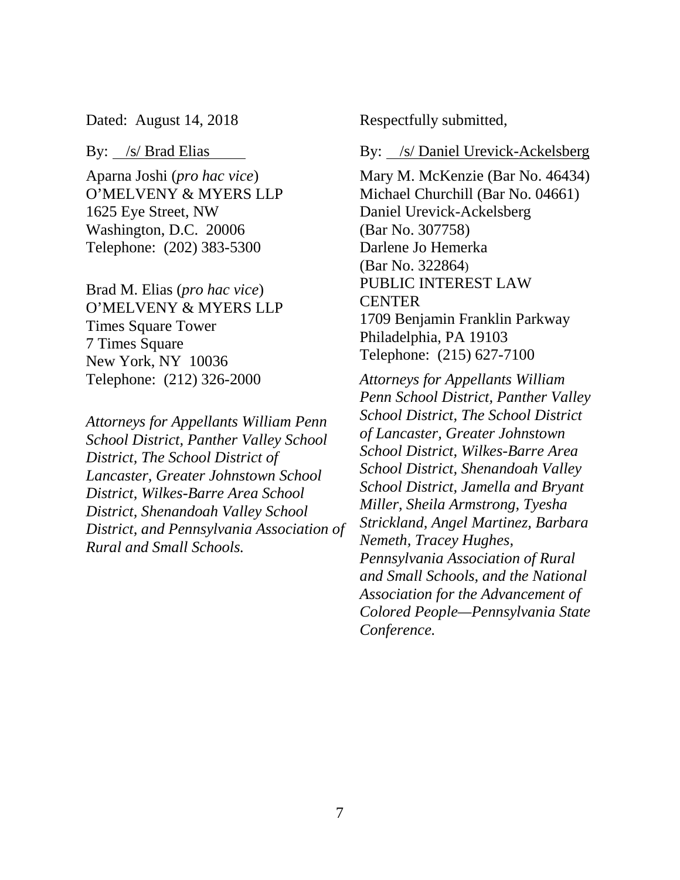Dated: August 14, 2018

Respectfully submitted,

By: /s/ Daniel Urevick-Ackelsberg

Mary M. McKenzie (Bar No. 46434)
Michael Churchill (Bar No. 04661)
Daniel Urevick-Ackelsberg
(Bar No. 307758)
Darlene Jo Hemerka
(Bar No. 322864)
PUBLIC INTEREST LAW CENTER
1709 Benjamin Franklin Parkway
Philadelphia, PA 19103
Telephone: (215) 627-7100

*Attorneys for Appellants William Penn School District, Panther Valley School District, The School District of Lancaster, Greater Johnstown School District, Wilkes-Barre Area School District, Shenandoah Valley School District, Jamella and Bryant Miller, Sheila Armstrong, Tyesha Strickland, Angel Martinez, Barbara Nemeth, Tracey Hughes, Pennsylvania Association of Rural and Small Schools, and the National Association for the Advancement of Colored People—Pennsylvania State Conference.*

By: /s/ Brad Elias

Aparna Joshi (*pro hac vice*)
O'MELVENY & MYERS LLP
1625 Eye Street, NW
Washington, D.C. 20006
Telephone: (202) 383-5300

Brad M. Elias (*pro hac vice*)
O'MELVENY & MYERS LLP
Times Square Tower
7 Times Square
New York, NY 10036
Telephone: (212) 326-2000

*Attorneys for Appellants William Penn School District, Panther Valley School District, The School District of Lancaster, Greater Johnstown School District, Wilkes-Barre Area School District, Shenandoah Valley School District, and Pennsylvania Association of Rural and Small Schools.*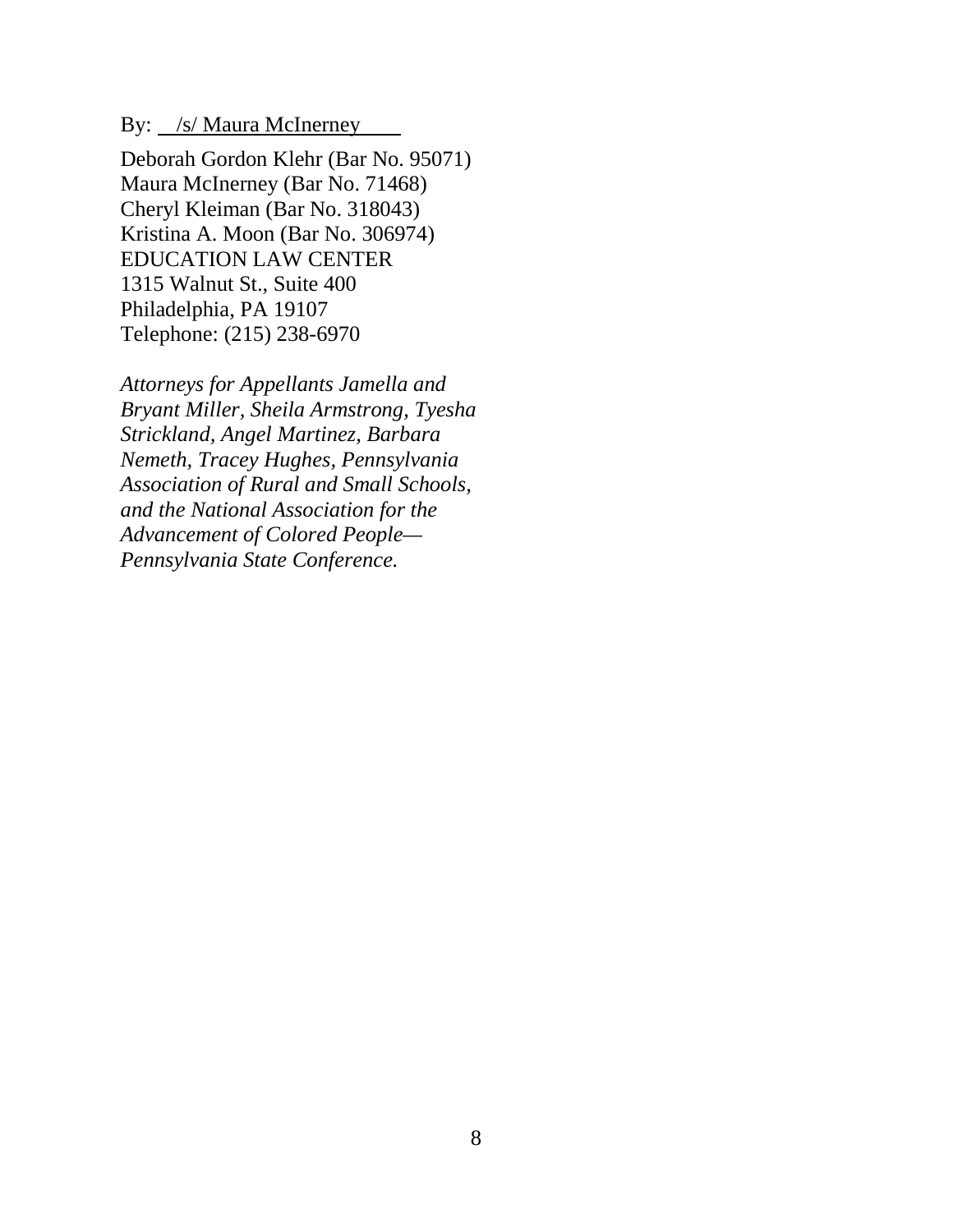By: /s/ Maura McInerney

Deborah Gordon Klehr (Bar No. 95071)
Maura McInerney (Bar No. 71468)
Cheryl Kleiman (Bar No. 318043)
Kristina A. Moon (Bar No. 306974)
EDUCATION LAW CENTER
1315 Walnut St., Suite 400
Philadelphia, PA 19107
Telephone: (215) 238-6970

*Attorneys for Appellants Jamella and Bryant Miller, Sheila Armstrong, Tyesha Strickland, Angel Martinez, Barbara Nemeth, Tracey Hughes, Pennsylvania Association of Rural and Small Schools, and the National Association for the Advancement of Colored People—Pennsylvania State Conference.*